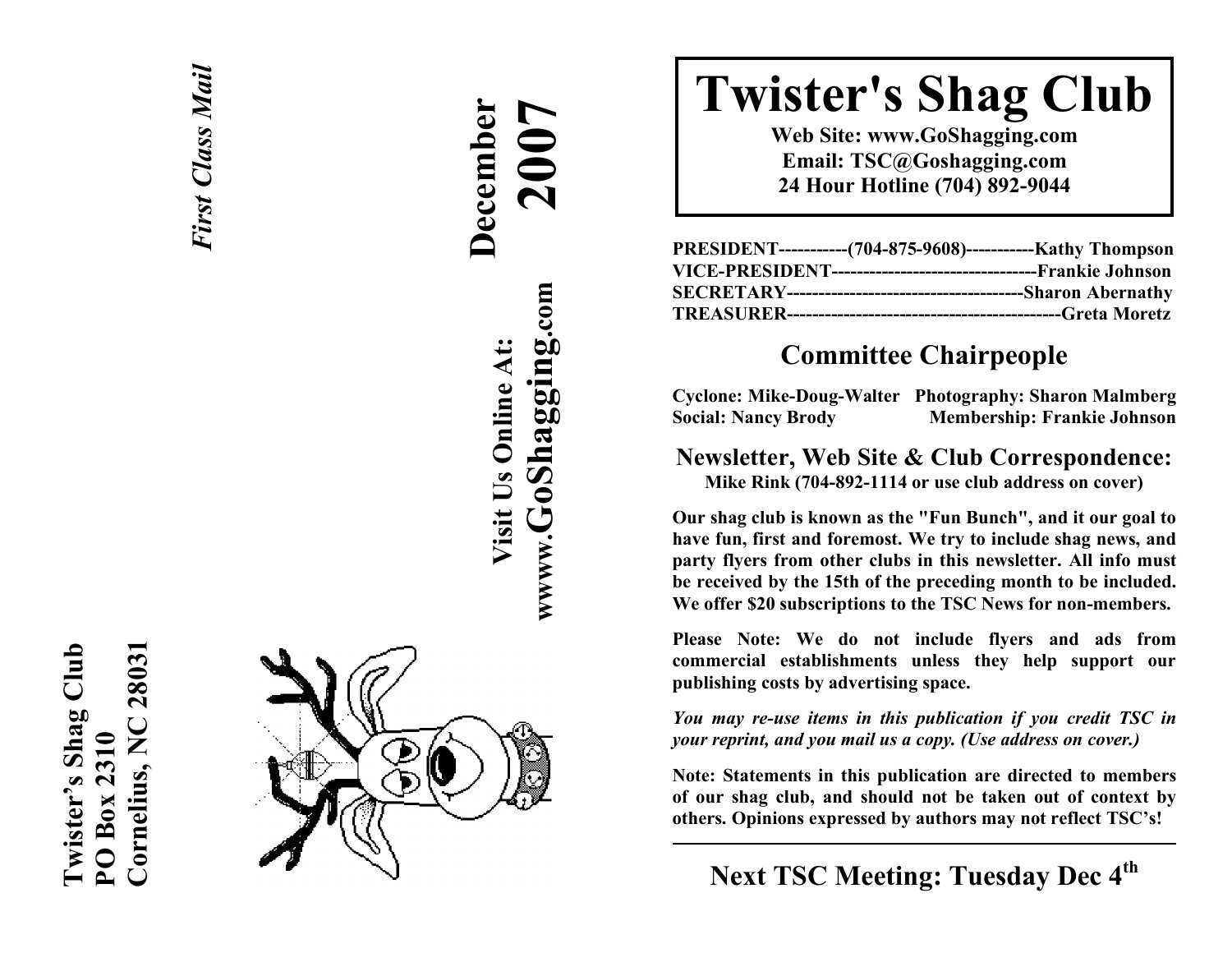Twister's Shag Club
PO Box 2310
Cornelius, NC 28031

*First Class Mail*

**December 2007**

**Visit Us Online At: wwww.GoShagging.com**

# Twister's Shag Club

**Web Site: www.GoShagging.com**
**Email: TSC@Goshagging.com**
**24 Hour Hotline (704) 892-9044**

**PRESIDENT-----------(704-875-9608)-----------Kathy Thompson**
**VICE-PRESIDENT---------------------------------Frankie Johnson**
**SECRETARY-------------------------------------Sharon Abernathy**
**TREASURER-------------------------------------------Greta Moretz**

## Committee Chairpeople

**Cyclone: Mike-Doug-Walter** **Photography: Sharon Malmberg**
**Social: Nancy Brody** **Membership: Frankie Johnson**

## Newsletter, Web Site & Club Correspondence:

**Mike Rink (704-892-1114 or use club address on cover)**

**Our shag club is known as the "Fun Bunch", and it our goal to have fun, first and foremost. We try to include shag news, and party flyers from other clubs in this newsletter. All info must be received by the 15th of the preceding month to be included. We offer $20 subscriptions to the TSC News for non-members.**

**Please Note: We do not include flyers and ads from commercial establishments unless they help support our publishing costs by advertising space.**

***You may re-use items in this publication if you credit TSC in your reprint, and you mail us a copy. (Use address on cover.)***

**Note: Statements in this publication are directed to members of our shag club, and should not be taken out of context by others. Opinions expressed by authors may not reflect TSC's!**

---

## Next TSC Meeting: Tuesday Dec 4th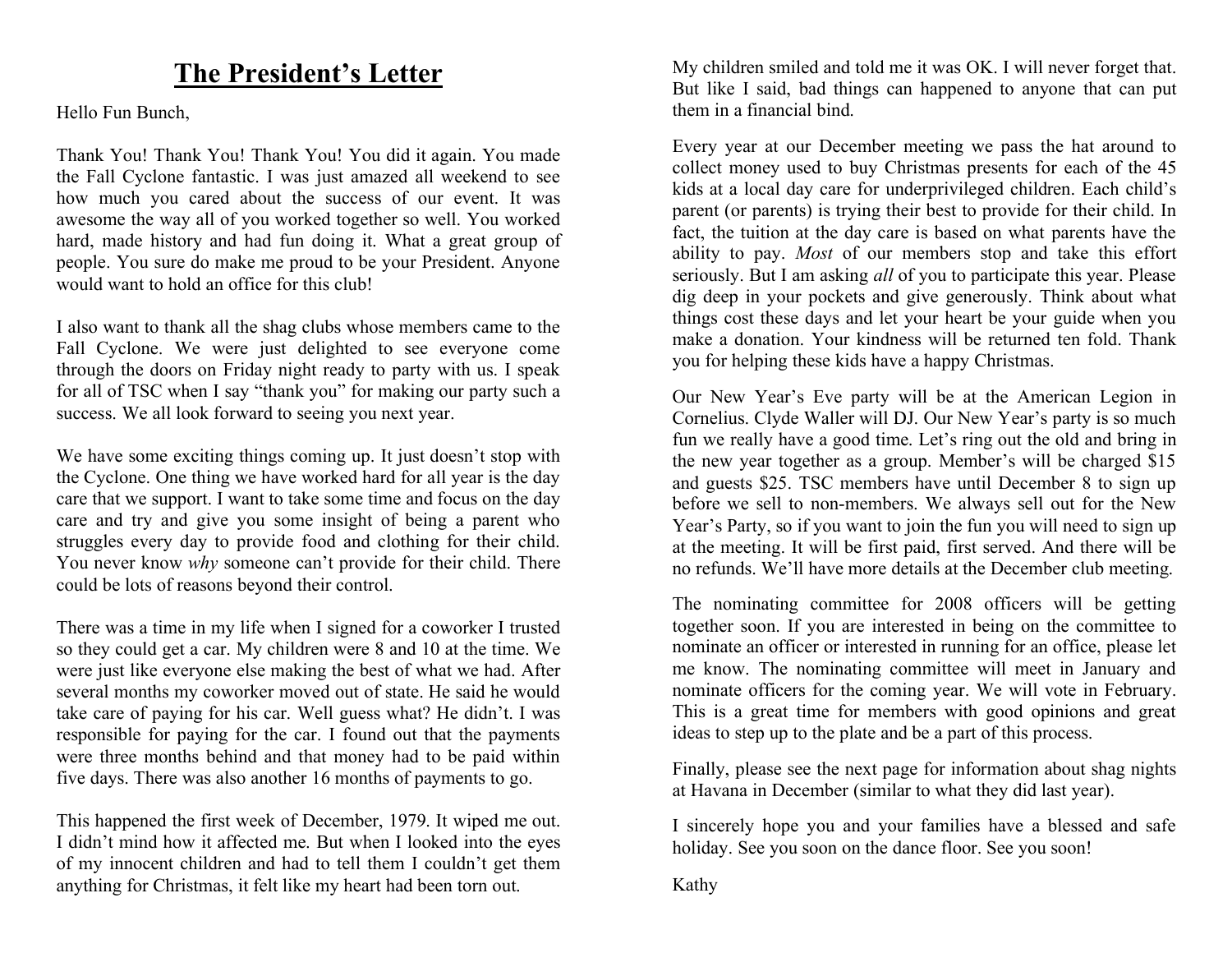# The President's Letter

Hello Fun Bunch,

Thank You! Thank You! Thank You! You did it again. You made the Fall Cyclone fantastic. I was just amazed all weekend to see how much you cared about the success of our event. It was awesome the way all of you worked together so well. You worked hard, made history and had fun doing it. What a great group of people. You sure do make me proud to be your President. Anyone would want to hold an office for this club!

I also want to thank all the shag clubs whose members came to the Fall Cyclone. We were just delighted to see everyone come through the doors on Friday night ready to party with us. I speak for all of TSC when I say "thank you" for making our party such a success. We all look forward to seeing you next year.

We have some exciting things coming up. It just doesn't stop with the Cyclone. One thing we have worked hard for all year is the day care that we support. I want to take some time and focus on the day care and try and give you some insight of being a parent who struggles every day to provide food and clothing for their child. You never know *why* someone can't provide for their child. There could be lots of reasons beyond their control.

There was a time in my life when I signed for a coworker I trusted so they could get a car. My children were 8 and 10 at the time. We were just like everyone else making the best of what we had. After several months my coworker moved out of state. He said he would take care of paying for his car. Well guess what? He didn't. I was responsible for paying for the car. I found out that the payments were three months behind and that money had to be paid within five days. There was also another 16 months of payments to go.

This happened the first week of December, 1979. It wiped me out. I didn't mind how it affected me. But when I looked into the eyes of my innocent children and had to tell them I couldn't get them anything for Christmas, it felt like my heart had been torn out.

My children smiled and told me it was OK. I will never forget that. But like I said, bad things can happened to anyone that can put them in a financial bind.

Every year at our December meeting we pass the hat around to collect money used to buy Christmas presents for each of the 45 kids at a local day care for underprivileged children. Each child's parent (or parents) is trying their best to provide for their child. In fact, the tuition at the day care is based on what parents have the ability to pay. *Most* of our members stop and take this effort seriously. But I am asking *all* of you to participate this year. Please dig deep in your pockets and give generously. Think about what things cost these days and let your heart be your guide when you make a donation. Your kindness will be returned ten fold. Thank you for helping these kids have a happy Christmas.

Our New Year's Eve party will be at the American Legion in Cornelius. Clyde Waller will DJ. Our New Year's party is so much fun we really have a good time. Let's ring out the old and bring in the new year together as a group. Member's will be charged $15 and guests $25. TSC members have until December 8 to sign up before we sell to non-members. We always sell out for the New Year's Party, so if you want to join the fun you will need to sign up at the meeting. It will be first paid, first served. And there will be no refunds. We'll have more details at the December club meeting.

The nominating committee for 2008 officers will be getting together soon. If you are interested in being on the committee to nominate an officer or interested in running for an office, please let me know. The nominating committee will meet in January and nominate officers for the coming year. We will vote in February. This is a great time for members with good opinions and great ideas to step up to the plate and be a part of this process.

Finally, please see the next page for information about shag nights at Havana in December (similar to what they did last year).

I sincerely hope you and your families have a blessed and safe holiday. See you soon on the dance floor. See you soon!

Kathy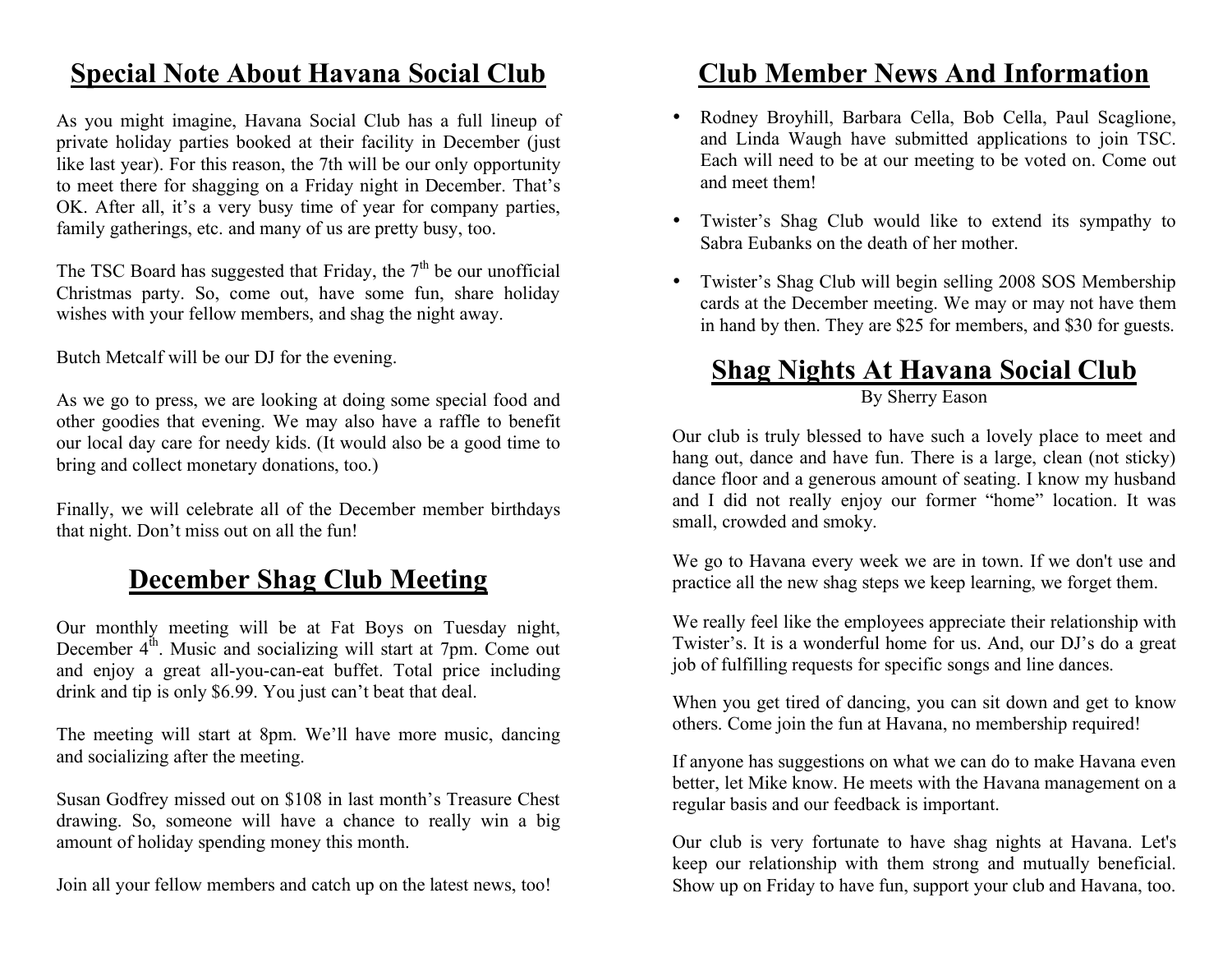## Special Note About Havana Social Club

As you might imagine, Havana Social Club has a full lineup of private holiday parties booked at their facility in December (just like last year). For this reason, the 7th will be our only opportunity to meet there for shagging on a Friday night in December. That's OK. After all, it's a very busy time of year for company parties, family gatherings, etc. and many of us are pretty busy, too.

The TSC Board has suggested that Friday, the 7th be our unofficial Christmas party. So, come out, have some fun, share holiday wishes with your fellow members, and shag the night away.

Butch Metcalf will be our DJ for the evening.

As we go to press, we are looking at doing some special food and other goodies that evening. We may also have a raffle to benefit our local day care for needy kids. (It would also be a good time to bring and collect monetary donations, too.)

Finally, we will celebrate all of the December member birthdays that night. Don't miss out on all the fun!

## December Shag Club Meeting

Our monthly meeting will be at Fat Boys on Tuesday night, December 4th. Music and socializing will start at 7pm. Come out and enjoy a great all-you-can-eat buffet. Total price including drink and tip is only $6.99. You just can't beat that deal.

The meeting will start at 8pm. We'll have more music, dancing and socializing after the meeting.

Susan Godfrey missed out on $108 in last month's Treasure Chest drawing. So, someone will have a chance to really win a big amount of holiday spending money this month.

Join all your fellow members and catch up on the latest news, too!

## Club Member News And Information

- Rodney Broyhill, Barbara Cella, Bob Cella, Paul Scaglione, and Linda Waugh have submitted applications to join TSC. Each will need to be at our meeting to be voted on. Come out and meet them!
- Twister's Shag Club would like to extend its sympathy to Sabra Eubanks on the death of her mother.
- Twister's Shag Club will begin selling 2008 SOS Membership cards at the December meeting. We may or may not have them in hand by then. They are $25 for members, and $30 for guests.

## Shag Nights At Havana Social Club

By Sherry Eason

Our club is truly blessed to have such a lovely place to meet and hang out, dance and have fun. There is a large, clean (not sticky) dance floor and a generous amount of seating. I know my husband and I did not really enjoy our former "home" location. It was small, crowded and smoky.

We go to Havana every week we are in town. If we don't use and practice all the new shag steps we keep learning, we forget them.

We really feel like the employees appreciate their relationship with Twister's. It is a wonderful home for us. And, our DJ's do a great job of fulfilling requests for specific songs and line dances.

When you get tired of dancing, you can sit down and get to know others. Come join the fun at Havana, no membership required!

If anyone has suggestions on what we can do to make Havana even better, let Mike know. He meets with the Havana management on a regular basis and our feedback is important.

Our club is very fortunate to have shag nights at Havana. Let's keep our relationship with them strong and mutually beneficial. Show up on Friday to have fun, support your club and Havana, too.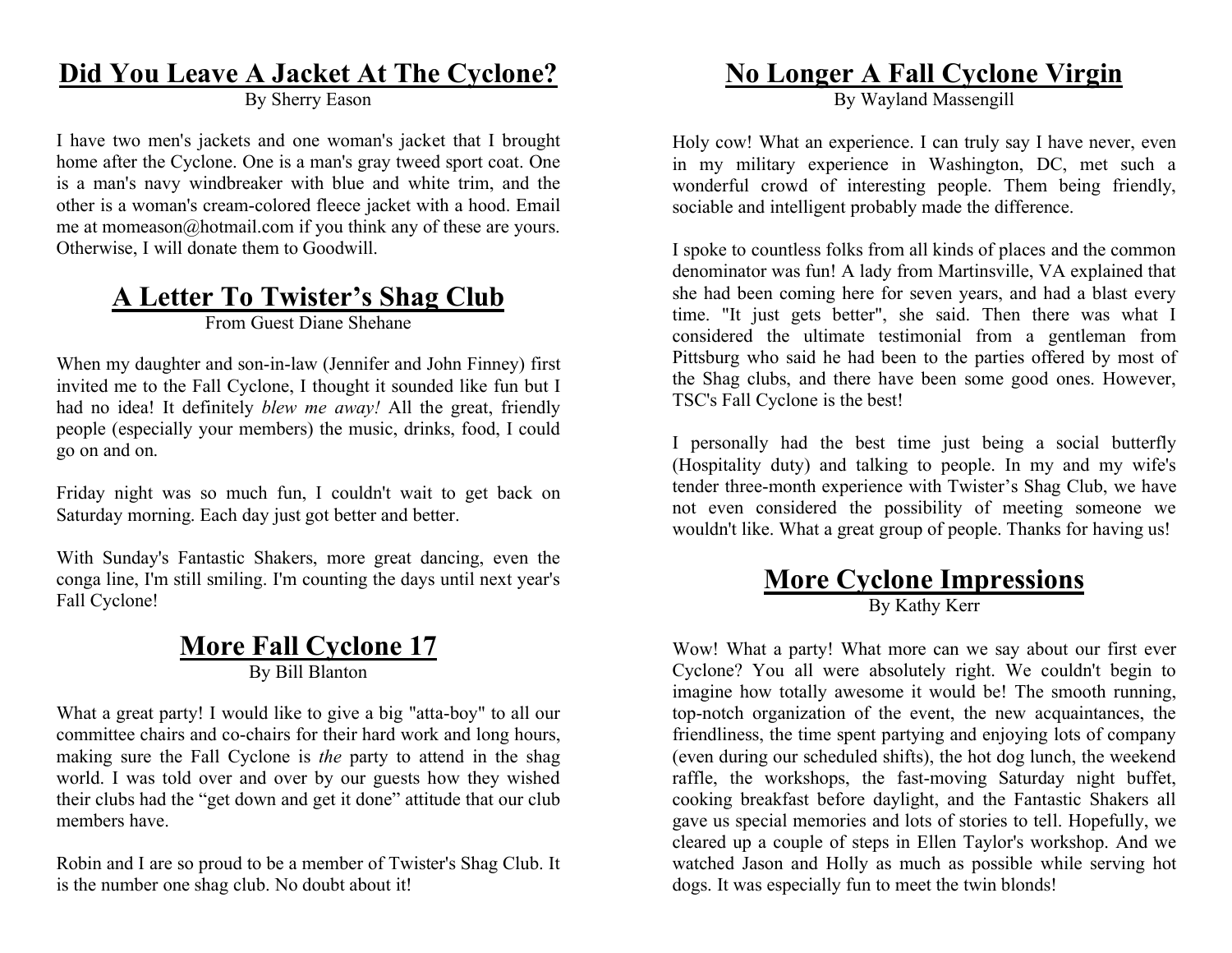## Did You Leave A Jacket At The Cyclone?

By Sherry Eason

I have two men's jackets and one woman's jacket that I brought home after the Cyclone. One is a man's gray tweed sport coat. One is a man's navy windbreaker with blue and white trim, and the other is a woman's cream-colored fleece jacket with a hood. Email me at momeason@hotmail.com if you think any of these are yours. Otherwise, I will donate them to Goodwill.

## A Letter To Twister's Shag Club

From Guest Diane Shehane

When my daughter and son-in-law (Jennifer and John Finney) first invited me to the Fall Cyclone, I thought it sounded like fun but I had no idea! It definitely *blew me away!* All the great, friendly people (especially your members) the music, drinks, food, I could go on and on.

Friday night was so much fun, I couldn't wait to get back on Saturday morning. Each day just got better and better.

With Sunday's Fantastic Shakers, more great dancing, even the conga line, I'm still smiling. I'm counting the days until next year's Fall Cyclone!

## More Fall Cyclone 17

By Bill Blanton

What a great party! I would like to give a big "atta-boy" to all our committee chairs and co-chairs for their hard work and long hours, making sure the Fall Cyclone is *the* party to attend in the shag world. I was told over and over by our guests how they wished their clubs had the "get down and get it done" attitude that our club members have.

Robin and I are so proud to be a member of Twister's Shag Club. It is the number one shag club. No doubt about it!

## No Longer A Fall Cyclone Virgin

By Wayland Massengill

Holy cow! What an experience. I can truly say I have never, even in my military experience in Washington, DC, met such a wonderful crowd of interesting people. Them being friendly, sociable and intelligent probably made the difference.

I spoke to countless folks from all kinds of places and the common denominator was fun! A lady from Martinsville, VA explained that she had been coming here for seven years, and had a blast every time. "It just gets better", she said. Then there was what I considered the ultimate testimonial from a gentleman from Pittsburg who said he had been to the parties offered by most of the Shag clubs, and there have been some good ones. However, TSC's Fall Cyclone is the best!

I personally had the best time just being a social butterfly (Hospitality duty) and talking to people. In my and my wife's tender three-month experience with Twister's Shag Club, we have not even considered the possibility of meeting someone we wouldn't like. What a great group of people. Thanks for having us!

## More Cyclone Impressions

By Kathy Kerr

Wow! What a party! What more can we say about our first ever Cyclone? You all were absolutely right. We couldn't begin to imagine how totally awesome it would be! The smooth running, top-notch organization of the event, the new acquaintances, the friendliness, the time spent partying and enjoying lots of company (even during our scheduled shifts), the hot dog lunch, the weekend raffle, the workshops, the fast-moving Saturday night buffet, cooking breakfast before daylight, and the Fantastic Shakers all gave us special memories and lots of stories to tell. Hopefully, we cleared up a couple of steps in Ellen Taylor's workshop. And we watched Jason and Holly as much as possible while serving hot dogs. It was especially fun to meet the twin blonds!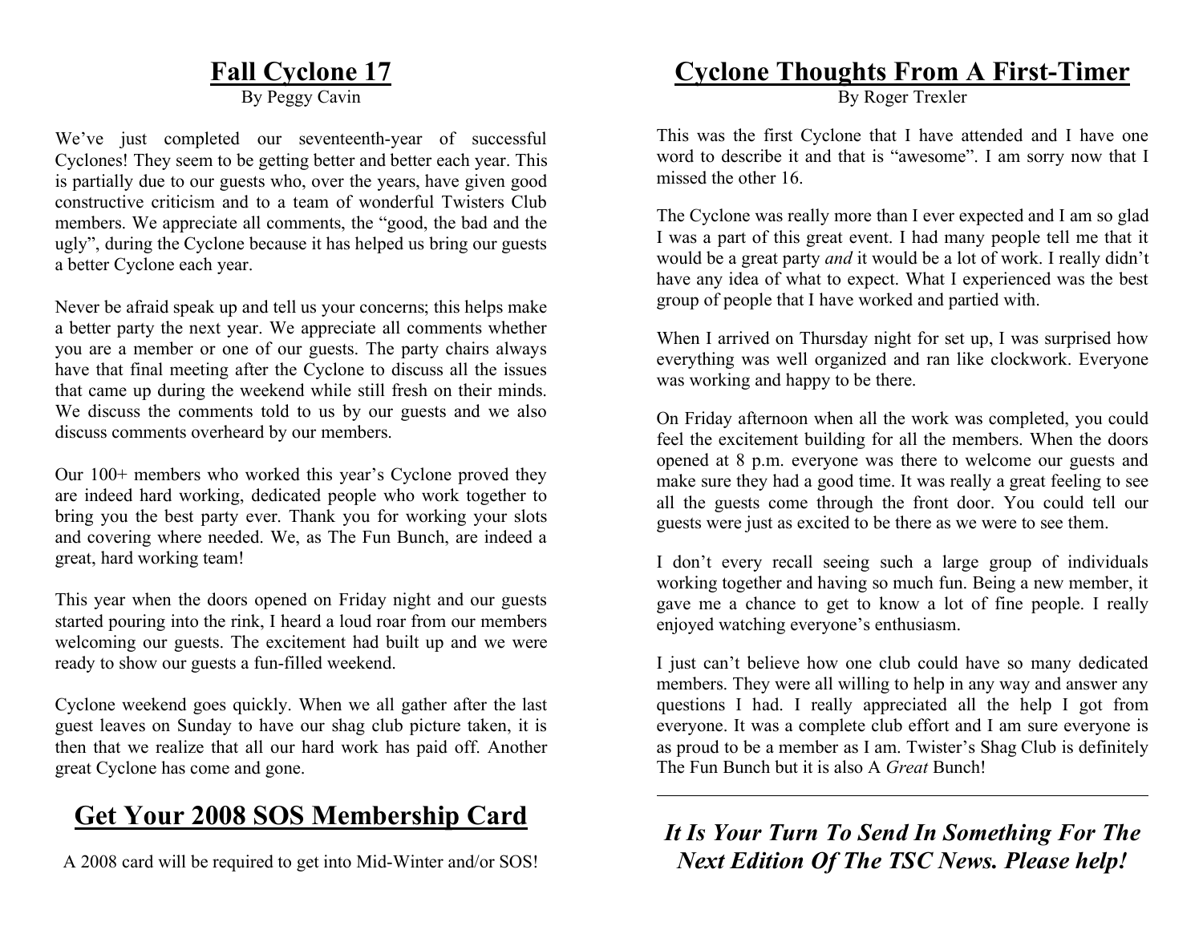## Fall Cyclone 17

By Peggy Cavin

We've just completed our seventeenth-year of successful Cyclones! They seem to be getting better and better each year. This is partially due to our guests who, over the years, have given good constructive criticism and to a team of wonderful Twisters Club members. We appreciate all comments, the "good, the bad and the ugly", during the Cyclone because it has helped us bring our guests a better Cyclone each year.

Never be afraid speak up and tell us your concerns; this helps make a better party the next year. We appreciate all comments whether you are a member or one of our guests. The party chairs always have that final meeting after the Cyclone to discuss all the issues that came up during the weekend while still fresh on their minds. We discuss the comments told to us by our guests and we also discuss comments overheard by our members.

Our 100+ members who worked this year's Cyclone proved they are indeed hard working, dedicated people who work together to bring you the best party ever. Thank you for working your slots and covering where needed. We, as The Fun Bunch, are indeed a great, hard working team!

This year when the doors opened on Friday night and our guests started pouring into the rink, I heard a loud roar from our members welcoming our guests. The excitement had built up and we were ready to show our guests a fun-filled weekend.

Cyclone weekend goes quickly. When we all gather after the last guest leaves on Sunday to have our shag club picture taken, it is then that we realize that all our hard work has paid off. Another great Cyclone has come and gone.

## Get Your 2008 SOS Membership Card

A 2008 card will be required to get into Mid-Winter and/or SOS!

## Cyclone Thoughts From A First-Timer

By Roger Trexler

This was the first Cyclone that I have attended and I have one word to describe it and that is "awesome". I am sorry now that I missed the other 16.

The Cyclone was really more than I ever expected and I am so glad I was a part of this great event. I had many people tell me that it would be a great party *and* it would be a lot of work. I really didn't have any idea of what to expect. What I experienced was the best group of people that I have worked and partied with.

When I arrived on Thursday night for set up, I was surprised how everything was well organized and ran like clockwork. Everyone was working and happy to be there.

On Friday afternoon when all the work was completed, you could feel the excitement building for all the members. When the doors opened at 8 p.m. everyone was there to welcome our guests and make sure they had a good time. It was really a great feeling to see all the guests come through the front door. You could tell our guests were just as excited to be there as we were to see them.

I don't every recall seeing such a large group of individuals working together and having so much fun. Being a new member, it gave me a chance to get to know a lot of fine people. I really enjoyed watching everyone's enthusiasm.

I just can't believe how one club could have so many dedicated members. They were all willing to help in any way and answer any questions I had. I really appreciated all the help I got from everyone. It was a complete club effort and I am sure everyone is as proud to be a member as I am. Twister's Shag Club is definitely The Fun Bunch but it is also A *Great* Bunch!

---

***It Is Your Turn To Send In Something For The Next Edition Of The TSC News. Please help!***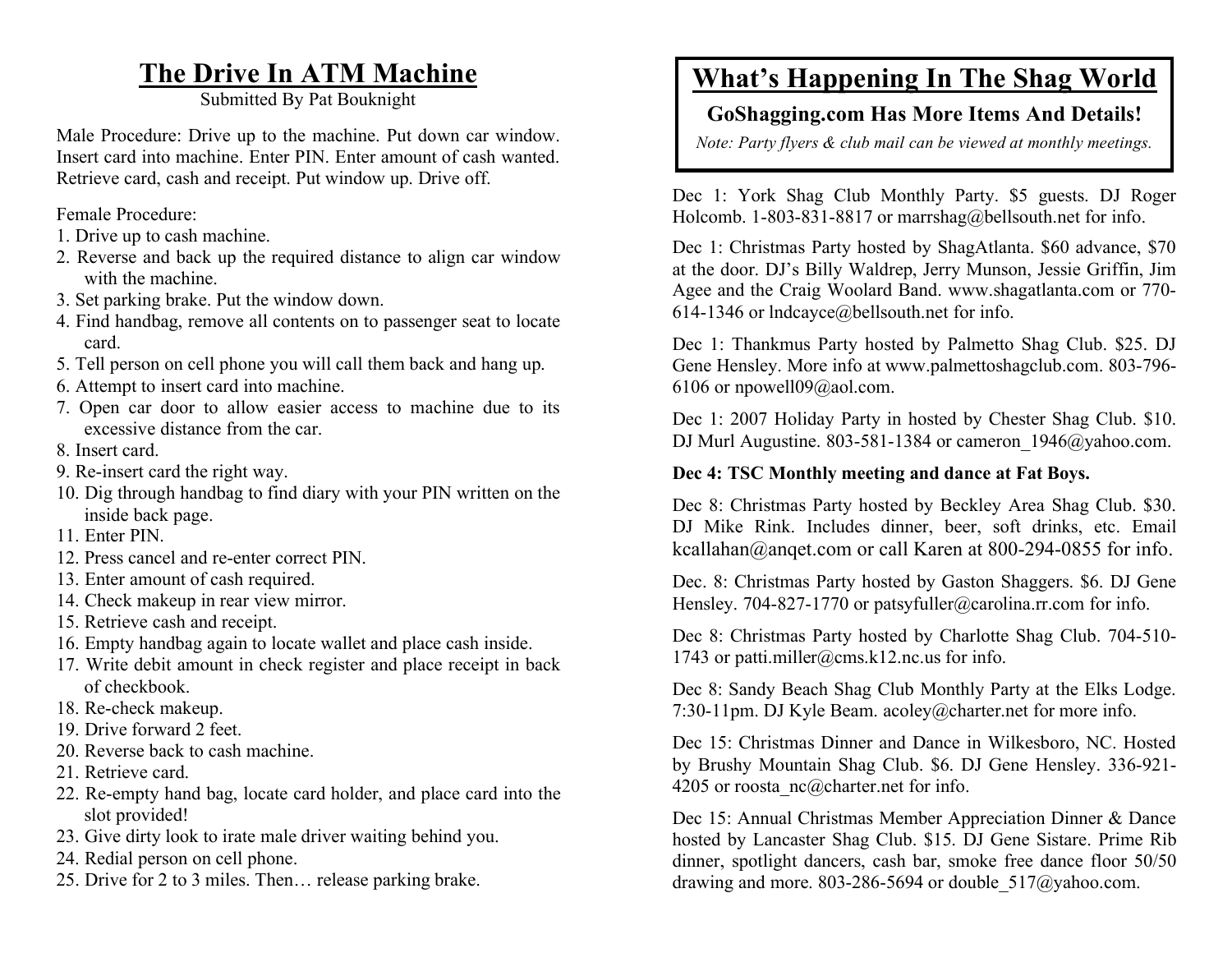# The Drive In ATM Machine

Submitted By Pat Bouknight

Male Procedure: Drive up to the machine. Put down car window. Insert card into machine. Enter PIN. Enter amount of cash wanted. Retrieve card, cash and receipt. Put window up. Drive off.

Female Procedure:

1. Drive up to cash machine.
2. Reverse and back up the required distance to align car window with the machine.
3. Set parking brake. Put the window down.
4. Find handbag, remove all contents on to passenger seat to locate card.
5. Tell person on cell phone you will call them back and hang up.
6. Attempt to insert card into machine.
7. Open car door to allow easier access to machine due to its excessive distance from the car.
8. Insert card.
9. Re-insert card the right way.
10. Dig through handbag to find diary with your PIN written on the inside back page.
11. Enter PIN.
12. Press cancel and re-enter correct PIN.
13. Enter amount of cash required.
14. Check makeup in rear view mirror.
15. Retrieve cash and receipt.
16. Empty handbag again to locate wallet and place cash inside.
17. Write debit amount in check register and place receipt in back of checkbook.
18. Re-check makeup.
19. Drive forward 2 feet.
20. Reverse back to cash machine.
21. Retrieve card.
22. Re-empty hand bag, locate card holder, and place card into the slot provided!
23. Give dirty look to irate male driver waiting behind you.
24. Redial person on cell phone.
25. Drive for 2 to 3 miles. Then… release parking brake.

# What's Happening In The Shag World

**GoShagging.com Has More Items And Details!**

*Note: Party flyers & club mail can be viewed at monthly meetings.*

Dec 1: York Shag Club Monthly Party. $5 guests. DJ Roger Holcomb. 1-803-831-8817 or marrshag@bellsouth.net for info.

Dec 1: Christmas Party hosted by ShagAtlanta. $60 advance, $70 at the door. DJ's Billy Waldrep, Jerry Munson, Jessie Griffin, Jim Agee and the Craig Woolard Band. www.shagatlanta.com or 770-614-1346 or lndcayce@bellsouth.net for info.

Dec 1: Thankmus Party hosted by Palmetto Shag Club. $25. DJ Gene Hensley. More info at www.palmettoshagclub.com. 803-796-6106 or npowell09@aol.com.

Dec 1: 2007 Holiday Party in hosted by Chester Shag Club. $10. DJ Murl Augustine. 803-581-1384 or cameron_1946@yahoo.com.

**Dec 4: TSC Monthly meeting and dance at Fat Boys.**

Dec 8: Christmas Party hosted by Beckley Area Shag Club. $30. DJ Mike Rink. Includes dinner, beer, soft drinks, etc. Email kcallahan@anqet.com or call Karen at 800-294-0855 for info.

Dec. 8: Christmas Party hosted by Gaston Shaggers. $6. DJ Gene Hensley. 704-827-1770 or patsyfuller@carolina.rr.com for info.

Dec 8: Christmas Party hosted by Charlotte Shag Club. 704-510-1743 or patti.miller@cms.k12.nc.us for info.

Dec 8: Sandy Beach Shag Club Monthly Party at the Elks Lodge. 7:30-11pm. DJ Kyle Beam. acoley@charter.net for more info.

Dec 15: Christmas Dinner and Dance in Wilkesboro, NC. Hosted by Brushy Mountain Shag Club. $6. DJ Gene Hensley. 336-921-4205 or roosta_nc@charter.net for info.

Dec 15: Annual Christmas Member Appreciation Dinner & Dance hosted by Lancaster Shag Club. $15. DJ Gene Sistare. Prime Rib dinner, spotlight dancers, cash bar, smoke free dance floor 50/50 drawing and more. 803-286-5694 or double_517@yahoo.com.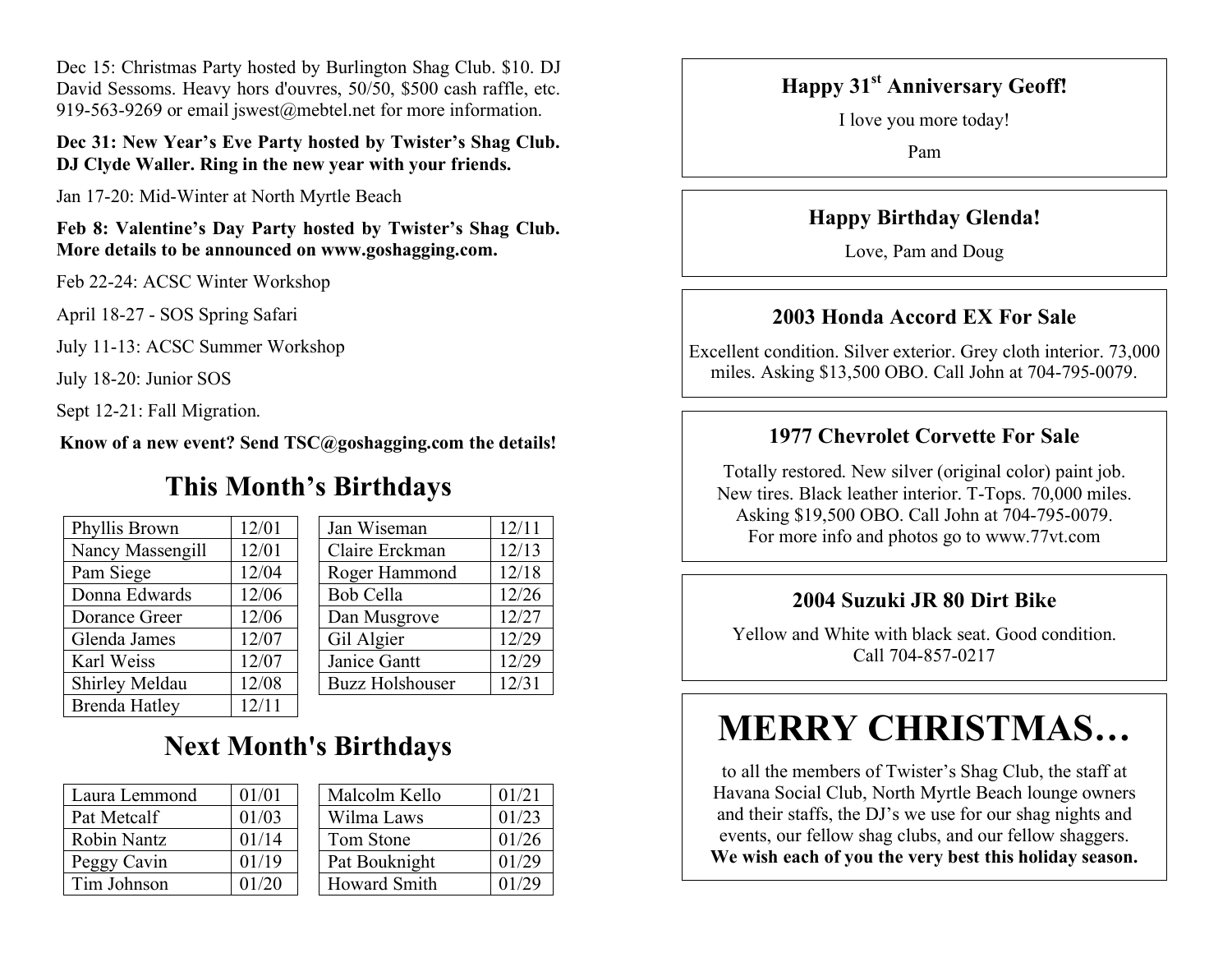Dec 15: Christmas Party hosted by Burlington Shag Club. $10. DJ David Sessoms. Heavy hors d'ouvres, 50/50, $500 cash raffle, etc. 919-563-9269 or email jswest@mebtel.net for more information.

**Dec 31: New Year's Eve Party hosted by Twister's Shag Club. DJ Clyde Waller. Ring in the new year with your friends.**

Jan 17-20: Mid-Winter at North Myrtle Beach

**Feb 8: Valentine's Day Party hosted by Twister's Shag Club. More details to be announced on www.goshagging.com.**

Feb 22-24: ACSC Winter Workshop

April 18-27 - SOS Spring Safari

July 11-13: ACSC Summer Workshop

July 18-20: Junior SOS

Sept 12-21: Fall Migration.

**Know of a new event? Send TSC@goshagging.com the details!**

## This Month's Birthdays

| Name | Date |
|---|---|
| Phyllis Brown | 12/01 |
| Nancy Massengill | 12/01 |
| Pam Siege | 12/04 |
| Donna Edwards | 12/06 |
| Dorance Greer | 12/06 |
| Glenda James | 12/07 |
| Karl Weiss | 12/07 |
| Shirley Meldau | 12/08 |
| Brenda Hatley | 12/11 |
| Jan Wiseman | 12/11 |
| Claire Erckman | 12/13 |
| Roger Hammond | 12/18 |
| Bob Cella | 12/26 |
| Dan Musgrove | 12/27 |
| Gil Algier | 12/29 |
| Janice Gantt | 12/29 |
| Buzz Holshouser | 12/31 |

## Next Month's Birthdays

| Name | Date |
|---|---|
| Laura Lemmond | 01/01 |
| Pat Metcalf | 01/03 |
| Robin Nantz | 01/14 |
| Peggy Cavin | 01/19 |
| Tim Johnson | 01/20 |
| Malcolm Kello | 01/21 |
| Wilma Laws | 01/23 |
| Tom Stone | 01/26 |
| Pat Bouknight | 01/29 |
| Howard Smith | 01/29 |

### Happy 31st Anniversary Geoff!

I love you more today!

Pam

### Happy Birthday Glenda!

Love, Pam and Doug

### 2003 Honda Accord EX For Sale

Excellent condition. Silver exterior. Grey cloth interior. 73,000 miles. Asking $13,500 OBO. Call John at 704-795-0079.

### 1977 Chevrolet Corvette For Sale

Totally restored. New silver (original color) paint job. New tires. Black leather interior. T-Tops. 70,000 miles. Asking $19,500 OBO. Call John at 704-795-0079. For more info and photos go to www.77vt.com

### 2004 Suzuki JR 80 Dirt Bike

Yellow and White with black seat. Good condition. Call 704-857-0217

# MERRY CHRISTMAS…

to all the members of Twister's Shag Club, the staff at Havana Social Club, North Myrtle Beach lounge owners and their staffs, the DJ's we use for our shag nights and events, our fellow shag clubs, and our fellow shaggers. **We wish each of you the very best this holiday season.**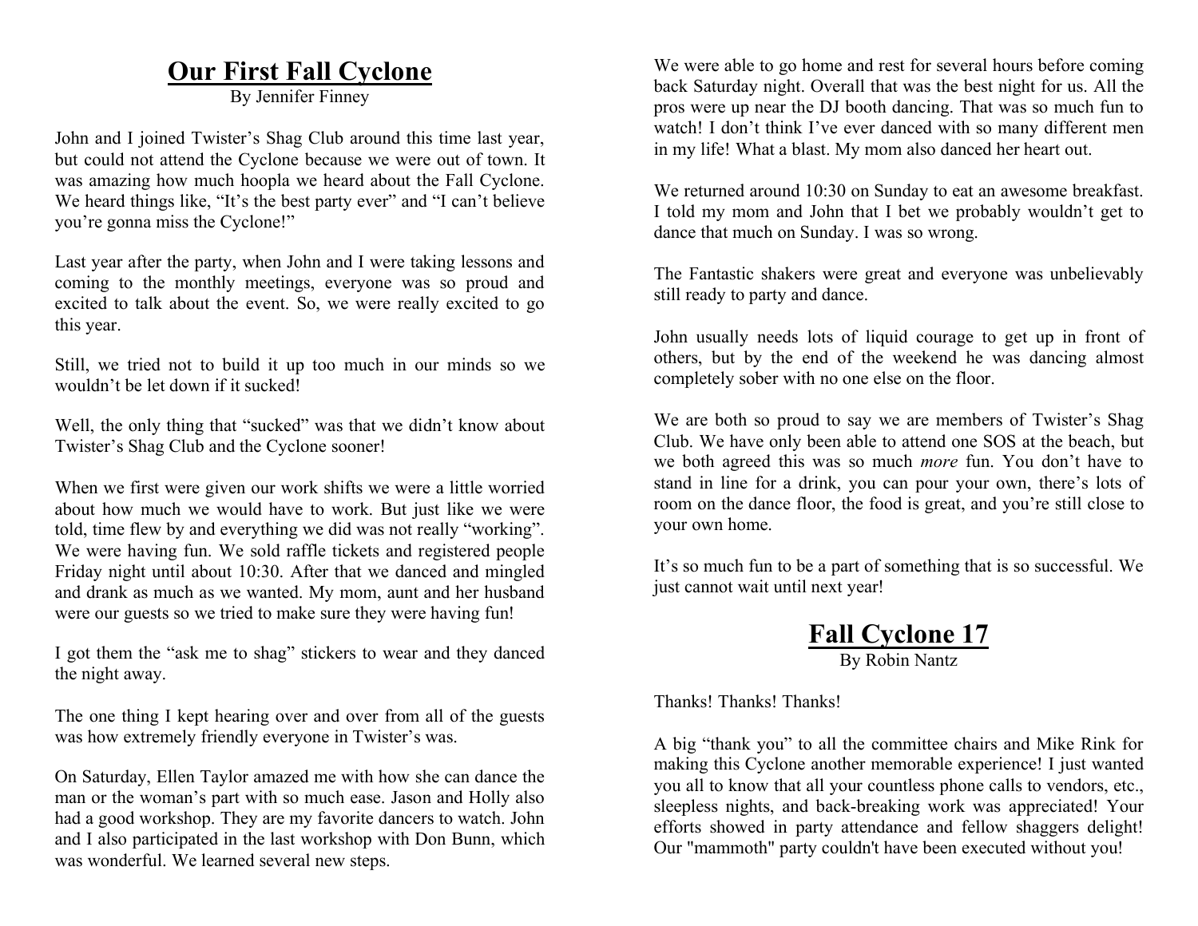# Our First Fall Cyclone

By Jennifer Finney

John and I joined Twister's Shag Club around this time last year, but could not attend the Cyclone because we were out of town. It was amazing how much hoopla we heard about the Fall Cyclone. We heard things like, "It's the best party ever" and "I can't believe you're gonna miss the Cyclone!"

Last year after the party, when John and I were taking lessons and coming to the monthly meetings, everyone was so proud and excited to talk about the event. So, we were really excited to go this year.

Still, we tried not to build it up too much in our minds so we wouldn't be let down if it sucked!

Well, the only thing that "sucked" was that we didn't know about Twister's Shag Club and the Cyclone sooner!

When we first were given our work shifts we were a little worried about how much we would have to work. But just like we were told, time flew by and everything we did was not really "working". We were having fun. We sold raffle tickets and registered people Friday night until about 10:30. After that we danced and mingled and drank as much as we wanted. My mom, aunt and her husband were our guests so we tried to make sure they were having fun!

I got them the "ask me to shag" stickers to wear and they danced the night away.

The one thing I kept hearing over and over from all of the guests was how extremely friendly everyone in Twister's was.

On Saturday, Ellen Taylor amazed me with how she can dance the man or the woman's part with so much ease. Jason and Holly also had a good workshop. They are my favorite dancers to watch. John and I also participated in the last workshop with Don Bunn, which was wonderful. We learned several new steps.

We were able to go home and rest for several hours before coming back Saturday night. Overall that was the best night for us. All the pros were up near the DJ booth dancing. That was so much fun to watch! I don't think I've ever danced with so many different men in my life! What a blast. My mom also danced her heart out.

We returned around 10:30 on Sunday to eat an awesome breakfast. I told my mom and John that I bet we probably wouldn't get to dance that much on Sunday. I was so wrong.

The Fantastic shakers were great and everyone was unbelievably still ready to party and dance.

John usually needs lots of liquid courage to get up in front of others, but by the end of the weekend he was dancing almost completely sober with no one else on the floor.

We are both so proud to say we are members of Twister's Shag Club. We have only been able to attend one SOS at the beach, but we both agreed this was so much *more* fun. You don't have to stand in line for a drink, you can pour your own, there's lots of room on the dance floor, the food is great, and you're still close to your own home.

It's so much fun to be a part of something that is so successful. We just cannot wait until next year!

# Fall Cyclone 17

By Robin Nantz

Thanks! Thanks! Thanks!

A big "thank you" to all the committee chairs and Mike Rink for making this Cyclone another memorable experience! I just wanted you all to know that all your countless phone calls to vendors, etc., sleepless nights, and back-breaking work was appreciated! Your efforts showed in party attendance and fellow shaggers delight! Our "mammoth" party couldn't have been executed without you!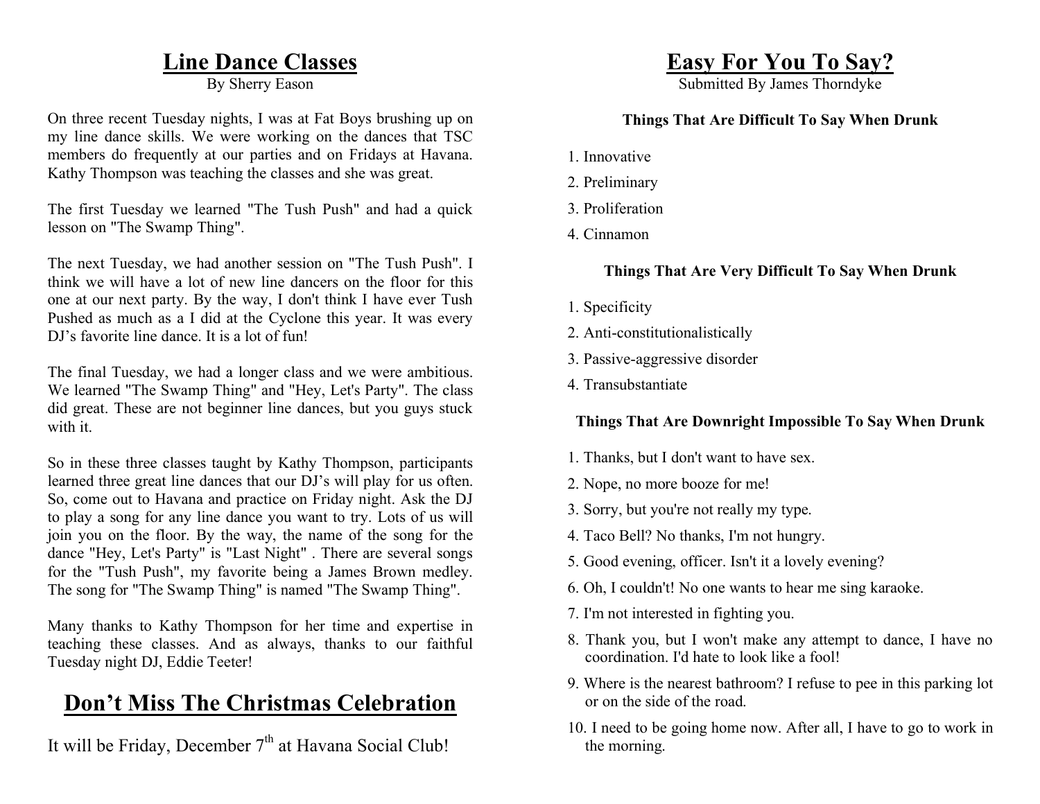# Line Dance Classes

By Sherry Eason

On three recent Tuesday nights, I was at Fat Boys brushing up on my line dance skills. We were working on the dances that TSC members do frequently at our parties and on Fridays at Havana. Kathy Thompson was teaching the classes and she was great.

The first Tuesday we learned "The Tush Push" and had a quick lesson on "The Swamp Thing".

The next Tuesday, we had another session on "The Tush Push". I think we will have a lot of new line dancers on the floor for this one at our next party. By the way, I don't think I have ever Tush Pushed as much as a I did at the Cyclone this year. It was every DJ's favorite line dance. It is a lot of fun!

The final Tuesday, we had a longer class and we were ambitious. We learned "The Swamp Thing" and "Hey, Let's Party". The class did great. These are not beginner line dances, but you guys stuck with it.

So in these three classes taught by Kathy Thompson, participants learned three great line dances that our DJ's will play for us often. So, come out to Havana and practice on Friday night. Ask the DJ to play a song for any line dance you want to try. Lots of us will join you on the floor. By the way, the name of the song for the dance "Hey, Let's Party" is "Last Night" . There are several songs for the "Tush Push", my favorite being a James Brown medley. The song for "The Swamp Thing" is named "The Swamp Thing".

Many thanks to Kathy Thompson for her time and expertise in teaching these classes. And as always, thanks to our faithful Tuesday night DJ, Eddie Teeter!

# Don't Miss The Christmas Celebration

It will be Friday, December 7th at Havana Social Club!

# Easy For You To Say?

Submitted By James Thorndyke

**Things That Are Difficult To Say When Drunk**

1. Innovative
2. Preliminary
3. Proliferation
4. Cinnamon

**Things That Are Very Difficult To Say When Drunk**

1. Specificity
2. Anti-constitutionalistically
3. Passive-aggressive disorder
4. Transubstantiate

**Things That Are Downright Impossible To Say When Drunk**

1. Thanks, but I don't want to have sex.
2. Nope, no more booze for me!
3. Sorry, but you're not really my type.
4. Taco Bell? No thanks, I'm not hungry.
5. Good evening, officer. Isn't it a lovely evening?
6. Oh, I couldn't! No one wants to hear me sing karaoke.
7. I'm not interested in fighting you.
8. Thank you, but I won't make any attempt to dance, I have no coordination. I'd hate to look like a fool!
9. Where is the nearest bathroom? I refuse to pee in this parking lot or on the side of the road.
10. I need to be going home now. After all, I have to go to work in the morning.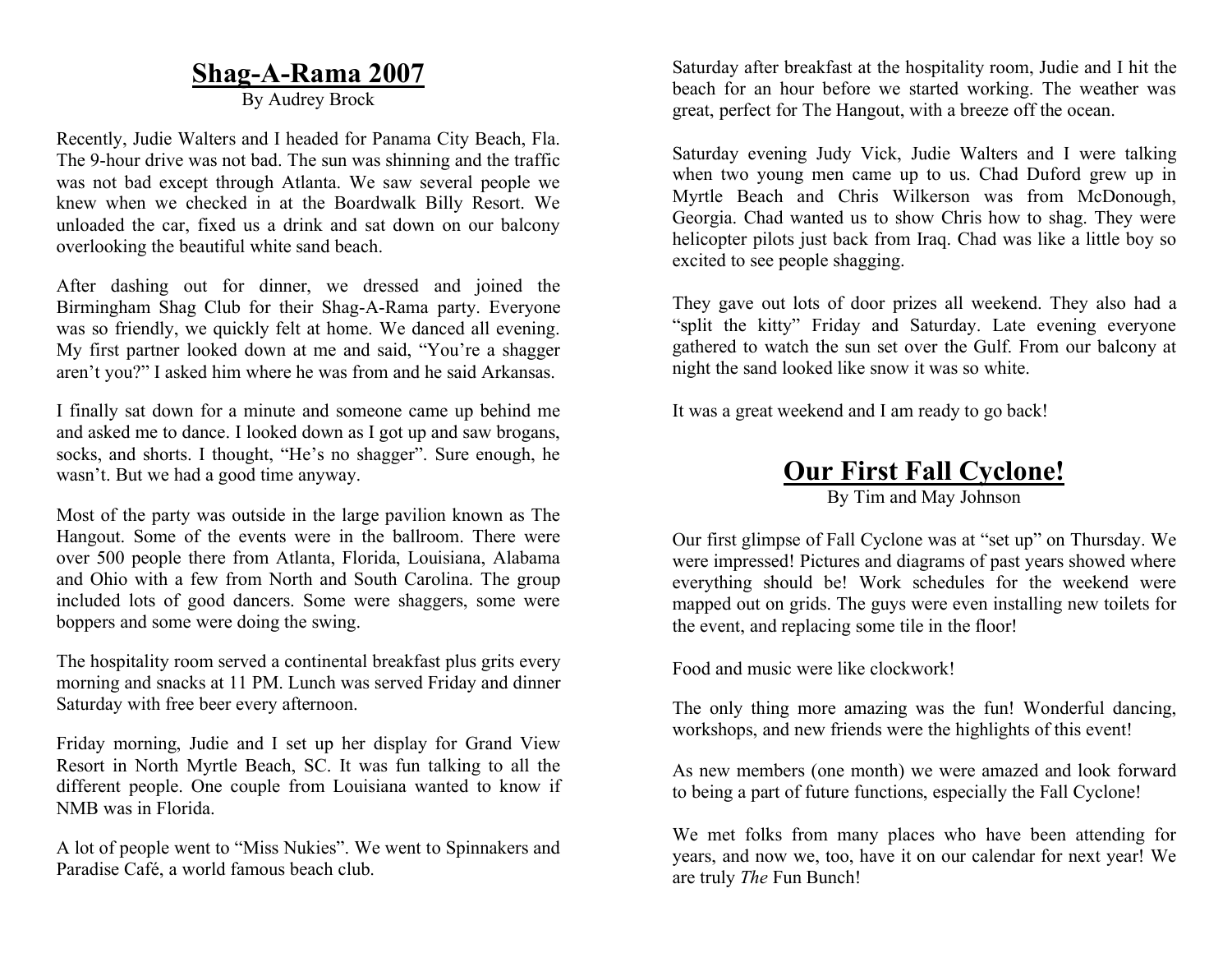## Shag-A-Rama 2007

By Audrey Brock

Recently, Judie Walters and I headed for Panama City Beach, Fla. The 9-hour drive was not bad. The sun was shinning and the traffic was not bad except through Atlanta. We saw several people we knew when we checked in at the Boardwalk Billy Resort. We unloaded the car, fixed us a drink and sat down on our balcony overlooking the beautiful white sand beach.

After dashing out for dinner, we dressed and joined the Birmingham Shag Club for their Shag-A-Rama party. Everyone was so friendly, we quickly felt at home. We danced all evening. My first partner looked down at me and said, “You’re a shagger aren’t you?” I asked him where he was from and he said Arkansas.

I finally sat down for a minute and someone came up behind me and asked me to dance. I looked down as I got up and saw brogans, socks, and shorts. I thought, “He’s no shagger”. Sure enough, he wasn’t. But we had a good time anyway.

Most of the party was outside in the large pavilion known as The Hangout. Some of the events were in the ballroom. There were over 500 people there from Atlanta, Florida, Louisiana, Alabama and Ohio with a few from North and South Carolina. The group included lots of good dancers. Some were shaggers, some were boppers and some were doing the swing.

The hospitality room served a continental breakfast plus grits every morning and snacks at 11 PM. Lunch was served Friday and dinner Saturday with free beer every afternoon.

Friday morning, Judie and I set up her display for Grand View Resort in North Myrtle Beach, SC. It was fun talking to all the different people. One couple from Louisiana wanted to know if NMB was in Florida.

A lot of people went to “Miss Nukies”. We went to Spinnakers and Paradise Café, a world famous beach club.

Saturday after breakfast at the hospitality room, Judie and I hit the beach for an hour before we started working. The weather was great, perfect for The Hangout, with a breeze off the ocean.

Saturday evening Judy Vick, Judie Walters and I were talking when two young men came up to us. Chad Duford grew up in Myrtle Beach and Chris Wilkerson was from McDonough, Georgia. Chad wanted us to show Chris how to shag. They were helicopter pilots just back from Iraq. Chad was like a little boy so excited to see people shagging.

They gave out lots of door prizes all weekend. They also had a “split the kitty” Friday and Saturday. Late evening everyone gathered to watch the sun set over the Gulf. From our balcony at night the sand looked like snow it was so white.

It was a great weekend and I am ready to go back!

## Our First Fall Cyclone!

By Tim and May Johnson

Our first glimpse of Fall Cyclone was at “set up” on Thursday. We were impressed! Pictures and diagrams of past years showed where everything should be! Work schedules for the weekend were mapped out on grids. The guys were even installing new toilets for the event, and replacing some tile in the floor!

Food and music were like clockwork!

The only thing more amazing was the fun! Wonderful dancing, workshops, and new friends were the highlights of this event!

As new members (one month) we were amazed and look forward to being a part of future functions, especially the Fall Cyclone!

We met folks from many places who have been attending for years, and now we, too, have it on our calendar for next year! We are truly *The* Fun Bunch!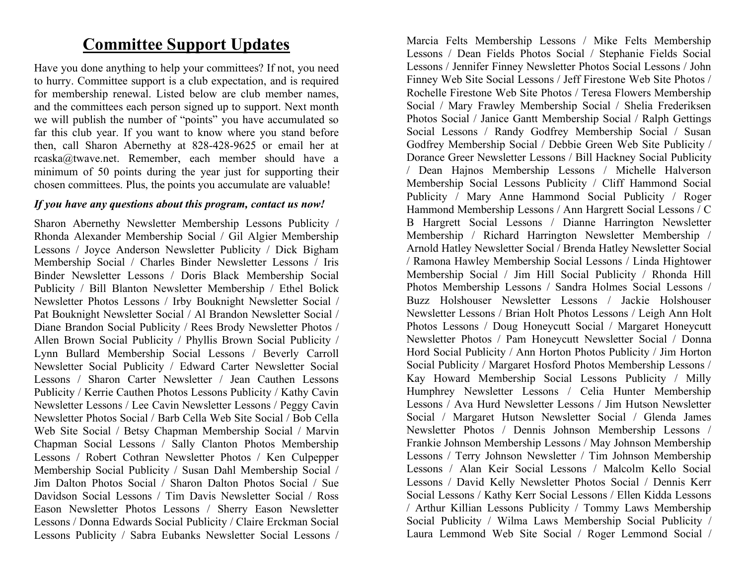# Committee Support Updates

Have you done anything to help your committees? If not, you need to hurry. Committee support is a club expectation, and is required for membership renewal. Listed below are club member names, and the committees each person signed up to support. Next month we will publish the number of "points" you have accumulated so far this club year. If you want to know where you stand before then, call Sharon Abernethy at 828-428-9625 or email her at rcaska@twave.net. Remember, each member should have a minimum of 50 points during the year just for supporting their chosen committees. Plus, the points you accumulate are valuable!

***If you have any questions about this program, contact us now!***

Sharon Abernethy Newsletter Membership Lessons Publicity / Rhonda Alexander Membership Social / Gil Algier Membership Lessons / Joyce Anderson Newsletter Publicity / Dick Bigham Membership Social / Charles Binder Newsletter Lessons / Iris Binder Newsletter Lessons / Doris Black Membership Social Publicity / Bill Blanton Newsletter Membership / Ethel Bolick Newsletter Photos Lessons / Irby Bouknight Newsletter Social / Pat Bouknight Newsletter Social / Al Brandon Newsletter Social / Diane Brandon Social Publicity / Rees Brody Newsletter Photos / Allen Brown Social Publicity / Phyllis Brown Social Publicity / Lynn Bullard Membership Social Lessons / Beverly Carroll Newsletter Social Publicity / Edward Carter Newsletter Social Lessons / Sharon Carter Newsletter / Jean Cauthen Lessons Publicity / Kerrie Cauthen Photos Lessons Publicity / Kathy Cavin Newsletter Lessons / Lee Cavin Newsletter Lessons / Peggy Cavin Newsletter Photos Social / Barb Cella Web Site Social / Bob Cella Web Site Social / Betsy Chapman Membership Social / Marvin Chapman Social Lessons / Sally Clanton Photos Membership Lessons / Robert Cothran Newsletter Photos / Ken Culpepper Membership Social Publicity / Susan Dahl Membership Social / Jim Dalton Photos Social / Sharon Dalton Photos Social / Sue Davidson Social Lessons / Tim Davis Newsletter Social / Ross Eason Newsletter Photos Lessons / Sherry Eason Newsletter Lessons / Donna Edwards Social Publicity / Claire Erckman Social Lessons Publicity / Sabra Eubanks Newsletter Social Lessons / Marcia Felts Membership Lessons / Mike Felts Membership Lessons / Dean Fields Photos Social / Stephanie Fields Social Lessons / Jennifer Finney Newsletter Photos Social Lessons / John Finney Web Site Social Lessons / Jeff Firestone Web Site Photos / Rochelle Firestone Web Site Photos / Teresa Flowers Membership Social / Mary Frawley Membership Social / Shelia Frederiksen Photos Social / Janice Gantt Membership Social / Ralph Gettings Social Lessons / Randy Godfrey Membership Social / Susan Godfrey Membership Social / Debbie Green Web Site Publicity / Dorance Greer Newsletter Lessons / Bill Hackney Social Publicity / Dean Hajnos Membership Lessons / Michelle Halverson Membership Social Lessons Publicity / Cliff Hammond Social Publicity / Mary Anne Hammond Social Publicity / Roger Hammond Membership Lessons / Ann Hargrett Social Lessons / C B Hargrett Social Lessons / Dianne Harrington Newsletter Membership / Richard Harrington Newsletter Membership / Arnold Hatley Newsletter Social / Brenda Hatley Newsletter Social / Ramona Hawley Membership Social Lessons / Linda Hightower Membership Social / Jim Hill Social Publicity / Rhonda Hill Photos Membership Lessons / Sandra Holmes Social Lessons / Buzz Holshouser Newsletter Lessons / Jackie Holshouser Newsletter Lessons / Brian Holt Photos Lessons / Leigh Ann Holt Photos Lessons / Doug Honeycutt Social / Margaret Honeycutt Newsletter Photos / Pam Honeycutt Newsletter Social / Donna Hord Social Publicity / Ann Horton Photos Publicity / Jim Horton Social Publicity / Margaret Hosford Photos Membership Lessons / Kay Howard Membership Social Lessons Publicity / Milly Humphrey Newsletter Lessons / Celia Hunter Membership Lessons / Ava Hurd Newsletter Lessons / Jim Hutson Newsletter Social / Margaret Hutson Newsletter Social / Glenda James Newsletter Photos / Dennis Johnson Membership Lessons / Frankie Johnson Membership Lessons / May Johnson Membership Lessons / Terry Johnson Newsletter / Tim Johnson Membership Lessons / Alan Keir Social Lessons / Malcolm Kello Social Lessons / David Kelly Newsletter Photos Social / Dennis Kerr Social Lessons / Kathy Kerr Social Lessons / Ellen Kidda Lessons / Arthur Killian Lessons Publicity / Tommy Laws Membership Social Publicity / Wilma Laws Membership Social Publicity / Laura Lemmond Web Site Social / Roger Lemmond Social /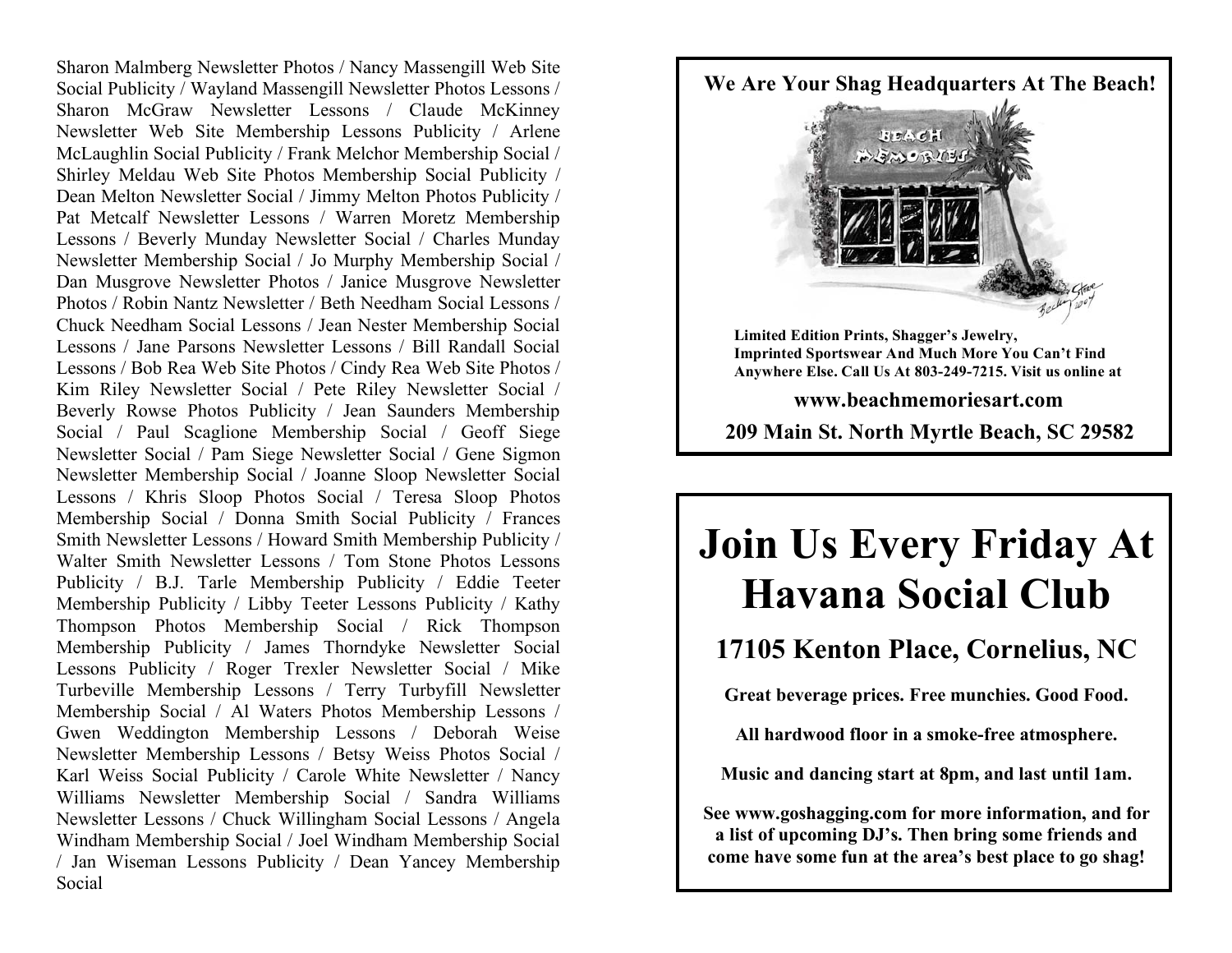Sharon Malmberg Newsletter Photos / Nancy Massengill Web Site Social Publicity / Wayland Massengill Newsletter Photos Lessons / Sharon McGraw Newsletter Lessons / Claude McKinney Newsletter Web Site Membership Lessons Publicity / Arlene McLaughlin Social Publicity / Frank Melchor Membership Social / Shirley Meldau Web Site Photos Membership Social Publicity / Dean Melton Newsletter Social / Jimmy Melton Photos Publicity / Pat Metcalf Newsletter Lessons / Warren Moretz Membership Lessons / Beverly Munday Newsletter Social / Charles Munday Newsletter Membership Social / Jo Murphy Membership Social / Dan Musgrove Newsletter Photos / Janice Musgrove Newsletter Photos / Robin Nantz Newsletter / Beth Needham Social Lessons / Chuck Needham Social Lessons / Jean Nester Membership Social Lessons / Jane Parsons Newsletter Lessons / Bill Randall Social Lessons / Bob Rea Web Site Photos / Cindy Rea Web Site Photos / Kim Riley Newsletter Social / Pete Riley Newsletter Social / Beverly Rowse Photos Publicity / Jean Saunders Membership Social / Paul Scaglione Membership Social / Geoff Siege Newsletter Social / Pam Siege Newsletter Social / Gene Sigmon Newsletter Membership Social / Joanne Sloop Newsletter Social Lessons / Khris Sloop Photos Social / Teresa Sloop Photos Membership Social / Donna Smith Social Publicity / Frances Smith Newsletter Lessons / Howard Smith Membership Publicity / Walter Smith Newsletter Lessons / Tom Stone Photos Lessons Publicity / B.J. Tarle Membership Publicity / Eddie Teeter Membership Publicity / Libby Teeter Lessons Publicity / Kathy Thompson Photos Membership Social / Rick Thompson Membership Publicity / James Thorndyke Newsletter Social Lessons Publicity / Roger Trexler Newsletter Social / Mike Turbeville Membership Lessons / Terry Turbyfill Newsletter Membership Social / Al Waters Photos Membership Lessons / Gwen Weddington Membership Lessons / Deborah Weise Newsletter Membership Lessons / Betsy Weiss Photos Social / Karl Weiss Social Publicity / Carole White Newsletter / Nancy Williams Newsletter Membership Social / Sandra Williams Newsletter Lessons / Chuck Willingham Social Lessons / Angela Windham Membership Social / Joel Windham Membership Social / Jan Wiseman Lessons Publicity / Dean Yancey Membership Social

**We Are Your Shag Headquarters At The Beach!**

**Limited Edition Prints, Shagger's Jewelry, Imprinted Sportswear And Much More You Can't Find Anywhere Else. Call Us At 803-249-7215. Visit us online at**

**www.beachmemoriesart.com**

**209 Main St. North Myrtle Beach, SC 29582**

# Join Us Every Friday At Havana Social Club

## 17105 Kenton Place, Cornelius, NC

**Great beverage prices. Free munchies. Good Food.**

**All hardwood floor in a smoke-free atmosphere.**

**Music and dancing start at 8pm, and last until 1am.**

**See www.goshagging.com for more information, and for a list of upcoming DJ's. Then bring some friends and come have some fun at the area's best place to go shag!**